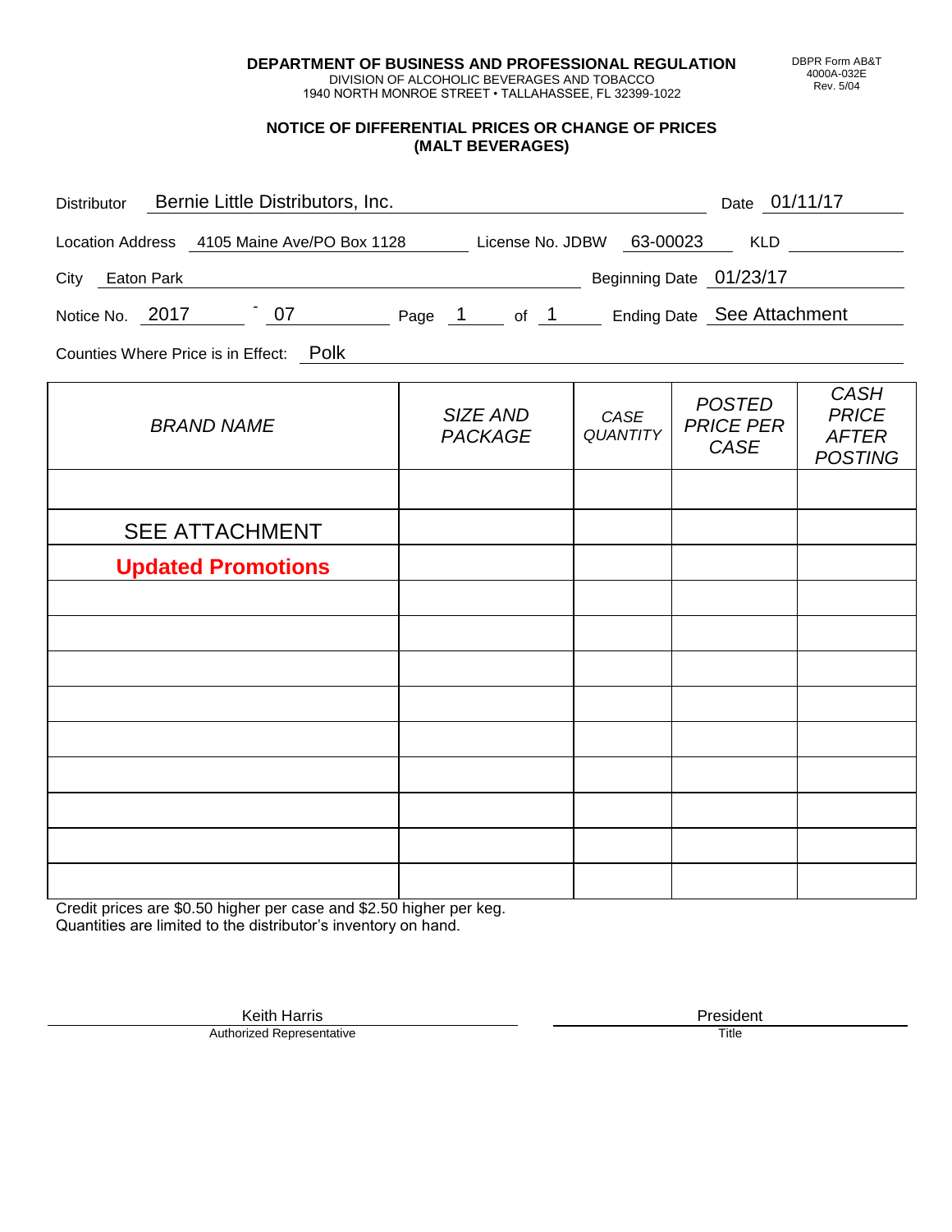**DEPARTMENT OF BUSINESS AND PROFESSIONAL REGULATION**
DIVISION OF ALCOHOLIC BEVERAGES AND TOBACCO
1940 NORTH MONROE STREET • TALLAHASSEE, FL 32399-1022

DBPR Form AB&T 4000A-032E Rev. 5/04

## NOTICE OF DIFFERENTIAL PRICES OR CHANGE OF PRICES (MALT BEVERAGES)

Distributor: Bernie Little Distributors, Inc. Date: 01/11/17

Location Address: 4105 Maine Ave/PO Box 1128 License No. JDBW: 63-00023 KLD:

City: Eaton Park Beginning Date: 01/23/17

Notice No. 2017 - 07 Page 1 of 1 Ending Date: See Attachment

Counties Where Price is in Effect: Polk

| *BRAND NAME* | *SIZE AND PACKAGE* | *CASE QUANTITY* | *POSTED PRICE PER CASE* | *CASH PRICE AFTER POSTING* |
|---|---|---|---|---|
| | | | | |
| SEE ATTACHMENT | | | | |
| **Updated Promotions** | | | | |
| | | | | |
| | | | | |
| | | | | |
| | | | | |
| | | | | |
| | | | | |
| | | | | |
| | | | | |

Credit prices are $0.50 higher per case and $2.50 higher per keg.
Quantities are limited to the distributor's inventory on hand.

Keith Harris
Authorized Representative

President
Title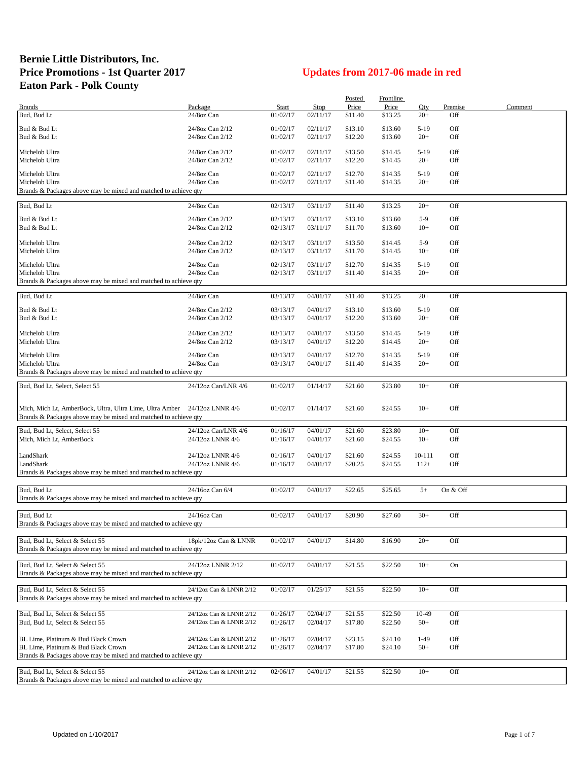# Bernie Little Distributors, Inc.
# Price Promotions - 1st Quarter 2017
# Eaton Park - Polk County

**Updates from 2017-06 made in red**

| Brands | Package | Start | Stop | Posted Price | Frontline Price | Qty | Premise | Comment |
|---|---|---|---|---|---|---|---|---|
| Bud, Bud Lt | 24/8oz Can | 01/02/17 | 02/11/17 | $11.40 | $13.25 | 20+ | Off | |
| Bud & Bud Lt | 24/8oz Can 2/12 | 01/02/17 | 02/11/17 | $13.10 | $13.60 | 5-19 | Off | |
| Bud & Bud Lt | 24/8oz Can 2/12 | 01/02/17 | 02/11/17 | $12.20 | $13.60 | 20+ | Off | |
| Michelob Ultra | 24/8oz Can 2/12 | 01/02/17 | 02/11/17 | $13.50 | $14.45 | 5-19 | Off | |
| Michelob Ultra | 24/8oz Can 2/12 | 01/02/17 | 02/11/17 | $12.20 | $14.45 | 20+ | Off | |
| Michelob Ultra | 24/8oz Can | 01/02/17 | 02/11/17 | $12.70 | $14.35 | 5-19 | Off | |
| Michelob Ultra | 24/8oz Can | 01/02/17 | 02/11/17 | $11.40 | $14.35 | 20+ | Off | |
| Brands & Packages above may be mixed and matched to achieve qty | | | | | | | | |
| Bud, Bud Lt | 24/8oz Can | 02/13/17 | 03/11/17 | $11.40 | $13.25 | 20+ | Off | |
| Bud & Bud Lt | 24/8oz Can 2/12 | 02/13/17 | 03/11/17 | $13.10 | $13.60 | 5-9 | Off | |
| Bud & Bud Lt | 24/8oz Can 2/12 | 02/13/17 | 03/11/17 | $11.70 | $13.60 | 10+ | Off | |
| Michelob Ultra | 24/8oz Can 2/12 | 02/13/17 | 03/11/17 | $13.50 | $14.45 | 5-9 | Off | |
| Michelob Ultra | 24/8oz Can 2/12 | 02/13/17 | 03/11/17 | $11.70 | $14.45 | 10+ | Off | |
| Michelob Ultra | 24/8oz Can | 02/13/17 | 03/11/17 | $12.70 | $14.35 | 5-19 | Off | |
| Michelob Ultra | 24/8oz Can | 02/13/17 | 03/11/17 | $11.40 | $14.35 | 20+ | Off | |
| Brands & Packages above may be mixed and matched to achieve qty | | | | | | | | |
| Bud, Bud Lt | 24/8oz Can | 03/13/17 | 04/01/17 | $11.40 | $13.25 | 20+ | Off | |
| Bud & Bud Lt | 24/8oz Can 2/12 | 03/13/17 | 04/01/17 | $13.10 | $13.60 | 5-19 | Off | |
| Bud & Bud Lt | 24/8oz Can 2/12 | 03/13/17 | 04/01/17 | $12.20 | $13.60 | 20+ | Off | |
| Michelob Ultra | 24/8oz Can 2/12 | 03/13/17 | 04/01/17 | $13.50 | $14.45 | 5-19 | Off | |
| Michelob Ultra | 24/8oz Can 2/12 | 03/13/17 | 04/01/17 | $12.20 | $14.45 | 20+ | Off | |
| Michelob Ultra | 24/8oz Can | 03/13/17 | 04/01/17 | $12.70 | $14.35 | 5-19 | Off | |
| Michelob Ultra | 24/8oz Can | 03/13/17 | 04/01/17 | $11.40 | $14.35 | 20+ | Off | |
| Brands & Packages above may be mixed and matched to achieve qty | | | | | | | | |
| Bud, Bud Lt, Select, Select 55 | 24/12oz Can/LNR 4/6 | 01/02/17 | 01/14/17 | $21.60 | $23.80 | 10+ | Off | |
| Mich, Mich Lt, AmberBock, Ultra, Ultra Lime, Ultra Amber | 24/12oz LNNR 4/6 | 01/02/17 | 01/14/17 | $21.60 | $24.55 | 10+ | Off | |
| Brands & Packages above may be mixed and matched to achieve qty | | | | | | | | |
| Bud, Bud Lt, Select, Select 55 | 24/12oz Can/LNR 4/6 | 01/16/17 | 04/01/17 | $21.60 | $23.80 | 10+ | Off | |
| Mich, Mich Lt, AmberBock | 24/12oz LNNR 4/6 | 01/16/17 | 04/01/17 | $21.60 | $24.55 | 10+ | Off | |
| LandShark | 24/12oz LNNR 4/6 | 01/16/17 | 04/01/17 | $21.60 | $24.55 | 10-111 | Off | |
| LandShark | 24/12oz LNNR 4/6 | 01/16/17 | 04/01/17 | $20.25 | $24.55 | 112+ | Off | |
| Brands & Packages above may be mixed and matched to achieve qty | | | | | | | | |
| Bud, Bud Lt | 24/16oz Can 6/4 | 01/02/17 | 04/01/17 | $22.65 | $25.65 | 5+ | On & Off | |
| Brands & Packages above may be mixed and matched to achieve qty | | | | | | | | |
| Bud, Bud Lt | 24/16oz Can | 01/02/17 | 04/01/17 | $20.90 | $27.60 | 30+ | Off | |
| Brands & Packages above may be mixed and matched to achieve qty | | | | | | | | |
| Bud, Bud Lt, Select & Select 55 | 18pk/12oz Can & LNNR | 01/02/17 | 04/01/17 | $14.80 | $16.90 | 20+ | Off | |
| Brands & Packages above may be mixed and matched to achieve qty | | | | | | | | |
| Bud, Bud Lt, Select & Select 55 | 24/12oz LNNR 2/12 | 01/02/17 | 04/01/17 | $21.55 | $22.50 | 10+ | On | |
| Brands & Packages above may be mixed and matched to achieve qty | | | | | | | | |
| Bud, Bud Lt, Select & Select 55 | 24/12oz Can & LNNR 2/12 | 01/02/17 | 01/25/17 | $21.55 | $22.50 | 10+ | Off | |
| Brands & Packages above may be mixed and matched to achieve qty | | | | | | | | |
| Bud, Bud Lt, Select & Select 55 | 24/12oz Can & LNNR 2/12 | 01/26/17 | 02/04/17 | $21.55 | $22.50 | 10-49 | Off | |
| Bud, Bud Lt, Select & Select 55 | 24/12oz Can & LNNR 2/12 | 01/26/17 | 02/04/17 | $17.80 | $22.50 | 50+ | Off | |
| BL Lime, Platinum & Bud Black Crown | 24/12oz Can & LNNR 2/12 | 01/26/17 | 02/04/17 | $23.15 | $24.10 | 1-49 | Off | |
| BL Lime, Platinum & Bud Black Crown | 24/12oz Can & LNNR 2/12 | 01/26/17 | 02/04/17 | $17.80 | $24.10 | 50+ | Off | |
| Brands & Packages above may be mixed and matched to achieve qty | | | | | | | | |
| Bud, Bud Lt, Select & Select 55 | 24/12oz Can & LNNR 2/12 | 02/06/17 | 04/01/17 | $21.55 | $22.50 | 10+ | Off | |
| Brands & Packages above may be mixed and matched to achieve qty | | | | | | | | |

Updated on 1/10/2017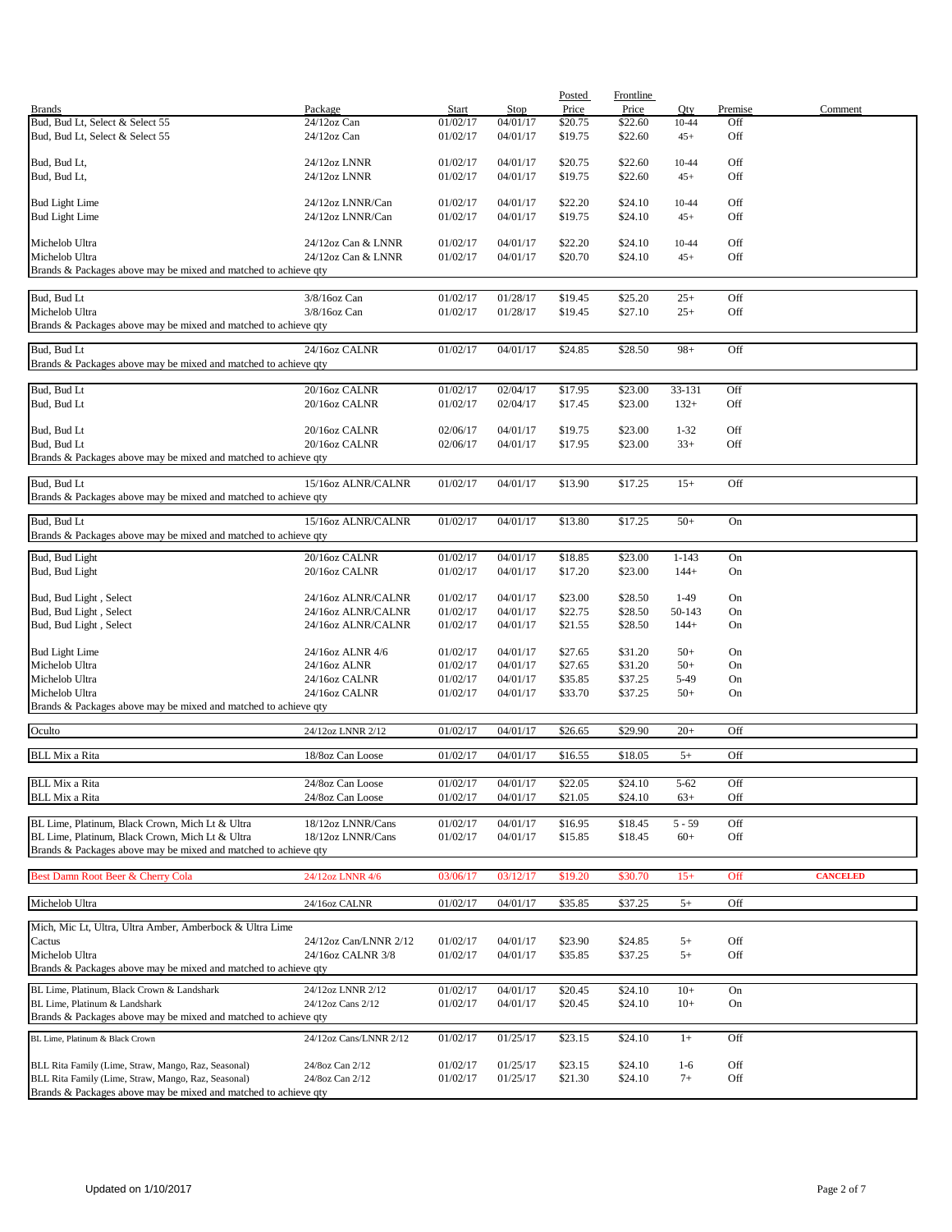| Brands | Package | Start | Stop | Posted Price | Frontline Price | Qty | Premise | Comment |
|---|---|---|---|---|---|---|---|---|
| Bud, Bud Lt, Select & Select 55 | 24/12oz Can | 01/02/17 | 04/01/17 | $20.75 | $22.60 | 10-44 | Off | |
| Bud, Bud Lt, Select & Select 55 | 24/12oz Can | 01/02/17 | 04/01/17 | $19.75 | $22.60 | 45+ | Off | |
| Bud, Bud Lt, | 24/12oz LNNR | 01/02/17 | 04/01/17 | $20.75 | $22.60 | 10-44 | Off | |
| Bud, Bud Lt, | 24/12oz LNNR | 01/02/17 | 04/01/17 | $19.75 | $22.60 | 45+ | Off | |
| Bud Light Lime | 24/12oz LNNR/Can | 01/02/17 | 04/01/17 | $22.20 | $24.10 | 10-44 | Off | |
| Bud Light Lime | 24/12oz LNNR/Can | 01/02/17 | 04/01/17 | $19.75 | $24.10 | 45+ | Off | |
| Michelob Ultra | 24/12oz Can & LNNR | 01/02/17 | 04/01/17 | $22.20 | $24.10 | 10-44 | Off | |
| Michelob Ultra | 24/12oz Can & LNNR | 01/02/17 | 04/01/17 | $20.70 | $24.10 | 45+ | Off | |
| Brands & Packages above may be mixed and matched to achieve qty | | | | | | | | |
| Bud, Bud Lt | 3/8/16oz Can | 01/02/17 | 01/28/17 | $19.45 | $25.20 | 25+ | Off | |
| Michelob Ultra | 3/8/16oz Can | 01/02/17 | 01/28/17 | $19.45 | $27.10 | 25+ | Off | |
| Brands & Packages above may be mixed and matched to achieve qty | | | | | | | | |
| Bud, Bud Lt | 24/16oz CALNR | 01/02/17 | 04/01/17 | $24.85 | $28.50 | 98+ | Off | |
| Brands & Packages above may be mixed and matched to achieve qty | | | | | | | | |
| Bud, Bud Lt | 20/16oz CALNR | 01/02/17 | 02/04/17 | $17.95 | $23.00 | 33-131 | Off | |
| Bud, Bud Lt | 20/16oz CALNR | 01/02/17 | 02/04/17 | $17.45 | $23.00 | 132+ | Off | |
| Bud, Bud Lt | 20/16oz CALNR | 02/06/17 | 04/01/17 | $19.75 | $23.00 | 1-32 | Off | |
| Bud, Bud Lt | 20/16oz CALNR | 02/06/17 | 04/01/17 | $17.95 | $23.00 | 33+ | Off | |
| Brands & Packages above may be mixed and matched to achieve qty | | | | | | | | |
| Bud, Bud Lt | 15/16oz ALNR/CALNR | 01/02/17 | 04/01/17 | $13.90 | $17.25 | 15+ | Off | |
| Brands & Packages above may be mixed and matched to achieve qty | | | | | | | | |
| Bud, Bud Lt | 15/16oz ALNR/CALNR | 01/02/17 | 04/01/17 | $13.80 | $17.25 | 50+ | On | |
| Brands & Packages above may be mixed and matched to achieve qty | | | | | | | | |
| Bud, Bud Light | 20/16oz CALNR | 01/02/17 | 04/01/17 | $18.85 | $23.00 | 1-143 | On | |
| Bud, Bud Light | 20/16oz CALNR | 01/02/17 | 04/01/17 | $17.20 | $23.00 | 144+ | On | |
| Bud, Bud Light , Select | 24/16oz ALNR/CALNR | 01/02/17 | 04/01/17 | $23.00 | $28.50 | 1-49 | On | |
| Bud, Bud Light , Select | 24/16oz ALNR/CALNR | 01/02/17 | 04/01/17 | $22.75 | $28.50 | 50-143 | On | |
| Bud, Bud Light , Select | 24/16oz ALNR/CALNR | 01/02/17 | 04/01/17 | $21.55 | $28.50 | 144+ | On | |
| Bud Light Lime | 24/16oz ALNR 4/6 | 01/02/17 | 04/01/17 | $27.65 | $31.20 | 50+ | On | |
| Michelob Ultra | 24/16oz ALNR | 01/02/17 | 04/01/17 | $27.65 | $31.20 | 50+ | On | |
| Michelob Ultra | 24/16oz CALNR | 01/02/17 | 04/01/17 | $35.85 | $37.25 | 5-49 | On | |
| Michelob Ultra | 24/16oz CALNR | 01/02/17 | 04/01/17 | $33.70 | $37.25 | 50+ | On | |
| Brands & Packages above may be mixed and matched to achieve qty | | | | | | | | |
| Oculto | 24/12oz LNNR 2/12 | 01/02/17 | 04/01/17 | $26.65 | $29.90 | 20+ | Off | |
| BLL Mix a Rita | 18/8oz Can Loose | 01/02/17 | 04/01/17 | $16.55 | $18.05 | 5+ | Off | |
| BLL Mix a Rita | 24/8oz Can Loose | 01/02/17 | 04/01/17 | $22.05 | $24.10 | 5-62 | Off | |
| BLL Mix a Rita | 24/8oz Can Loose | 01/02/17 | 04/01/17 | $21.05 | $24.10 | 63+ | Off | |
| BL Lime, Platinum, Black Crown, Mich Lt & Ultra | 18/12oz LNNR/Cans | 01/02/17 | 04/01/17 | $16.95 | $18.45 | 5 - 59 | Off | |
| BL Lime, Platinum, Black Crown, Mich Lt & Ultra | 18/12oz LNNR/Cans | 01/02/17 | 04/01/17 | $15.85 | $18.45 | 60+ | Off | |
| Brands & Packages above may be mixed and matched to achieve qty | | | | | | | | |
| Best Damn Root Beer & Cherry Cola | 24/12oz LNNR 4/6 | 03/06/17 | 03/12/17 | $19.20 | $30.70 | 15+ | Off | **CANCELED** |
| Michelob Ultra | 24/16oz CALNR | 01/02/17 | 04/01/17 | $35.85 | $37.25 | 5+ | Off | |
| Mich, Mic Lt, Ultra, Ultra Amber, Amberbock & Ultra Lime | | | | | | | | |
| Cactus | 24/12oz Can/LNNR 2/12 | 01/02/17 | 04/01/17 | $23.90 | $24.85 | 5+ | Off | |
| Michelob Ultra | 24/16oz CALNR 3/8 | 01/02/17 | 04/01/17 | $35.85 | $37.25 | 5+ | Off | |
| Brands & Packages above may be mixed and matched to achieve qty | | | | | | | | |
| BL Lime, Platinum, Black Crown & Landshark | 24/12oz LNNR 2/12 | 01/02/17 | 04/01/17 | $20.45 | $24.10 | 10+ | On | |
| BL Lime, Platinum & Landshark | 24/12oz Cans 2/12 | 01/02/17 | 04/01/17 | $20.45 | $24.10 | 10+ | On | |
| Brands & Packages above may be mixed and matched to achieve qty | | | | | | | | |
| BL Lime, Platinum & Black Crown | 24/12oz Cans/LNNR 2/12 | 01/02/17 | 01/25/17 | $23.15 | $24.10 | 1+ | Off | |
| BLL Rita Family (Lime, Straw, Mango, Raz, Seasonal) | 24/8oz Can 2/12 | 01/02/17 | 01/25/17 | $23.15 | $24.10 | 1-6 | Off | |
| BLL Rita Family (Lime, Straw, Mango, Raz, Seasonal) | 24/8oz Can 2/12 | 01/02/17 | 01/25/17 | $21.30 | $24.10 | 7+ | Off | |
| Brands & Packages above may be mixed and matched to achieve qty | | | | | | | | |

Updated on 1/10/2017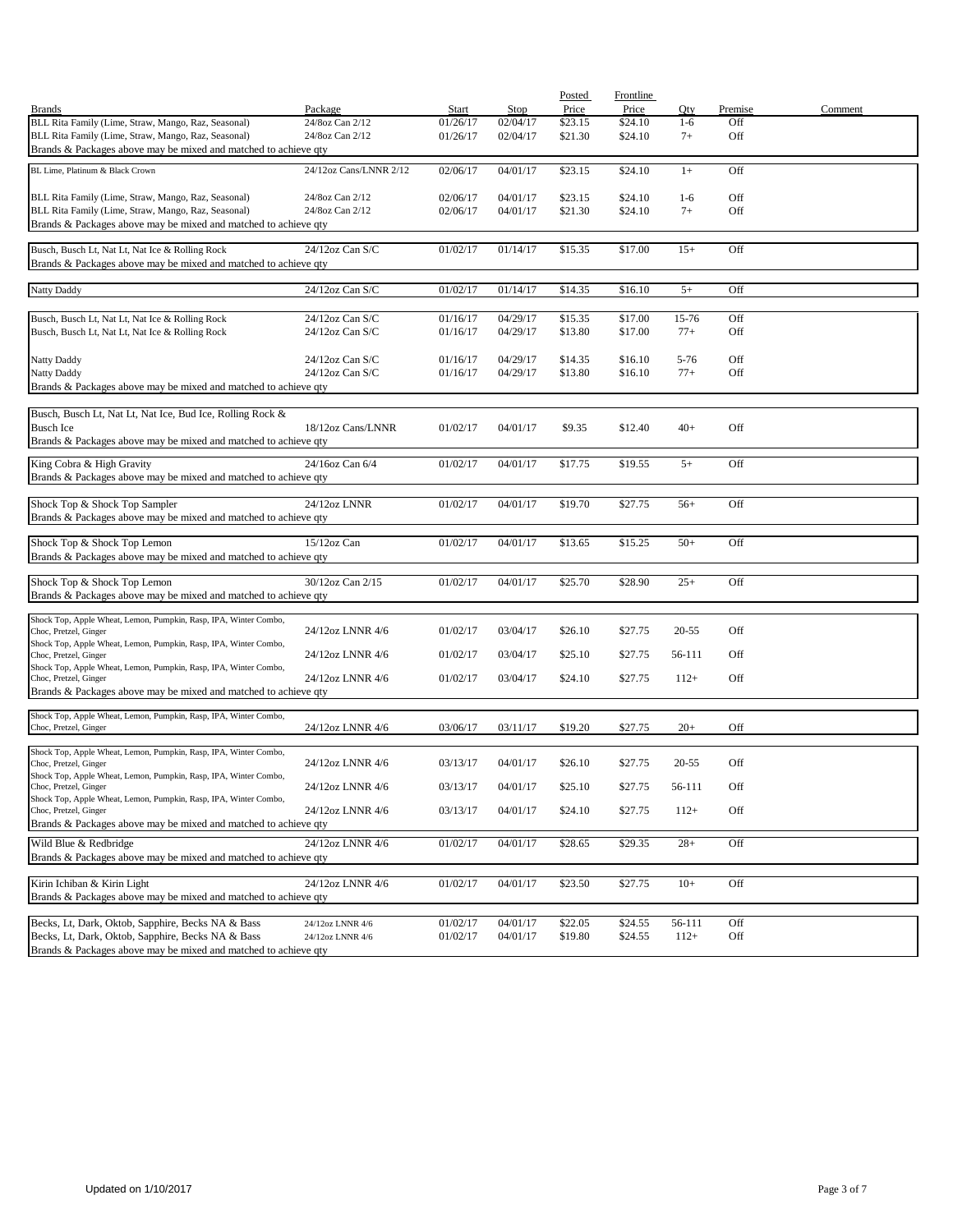| Brands | Package | Start | Stop | Posted Price | Frontline Price | Qty | Premise | Comment |
|---|---|---|---|---|---|---|---|---|
| BLL Rita Family (Lime, Straw, Mango, Raz, Seasonal) | 24/8oz Can 2/12 | 01/26/17 | 02/04/17 | $23.15 | $24.10 | 1-6 | Off | |
| BLL Rita Family (Lime, Straw, Mango, Raz, Seasonal) | 24/8oz Can 2/12 | 01/26/17 | 02/04/17 | $21.30 | $24.10 | 7+ | Off | |
| Brands & Packages above may be mixed and matched to achieve qty | | | | | | | | |
| BL Lime, Platinum & Black Crown | 24/12oz Cans/LNNR 2/12 | 02/06/17 | 04/01/17 | $23.15 | $24.10 | 1+ | Off | |
| BLL Rita Family (Lime, Straw, Mango, Raz, Seasonal) | 24/8oz Can 2/12 | 02/06/17 | 04/01/17 | $23.15 | $24.10 | 1-6 | Off | |
| BLL Rita Family (Lime, Straw, Mango, Raz, Seasonal) | 24/8oz Can 2/12 | 02/06/17 | 04/01/17 | $21.30 | $24.10 | 7+ | Off | |
| Brands & Packages above may be mixed and matched to achieve qty | | | | | | | | |
| Busch, Busch Lt, Nat Lt, Nat Ice & Rolling Rock | 24/12oz Can S/C | 01/02/17 | 01/14/17 | $15.35 | $17.00 | 15+ | Off | |
| Brands & Packages above may be mixed and matched to achieve qty | | | | | | | | |
| Natty Daddy | 24/12oz Can S/C | 01/02/17 | 01/14/17 | $14.35 | $16.10 | 5+ | Off | |
| Busch, Busch Lt, Nat Lt, Nat Ice & Rolling Rock | 24/12oz Can S/C | 01/16/17 | 04/29/17 | $15.35 | $17.00 | 15-76 | Off | |
| Busch, Busch Lt, Nat Lt, Nat Ice & Rolling Rock | 24/12oz Can S/C | 01/16/17 | 04/29/17 | $13.80 | $17.00 | 77+ | Off | |
| Natty Daddy | 24/12oz Can S/C | 01/16/17 | 04/29/17 | $14.35 | $16.10 | 5-76 | Off | |
| Natty Daddy | 24/12oz Can S/C | 01/16/17 | 04/29/17 | $13.80 | $16.10 | 77+ | Off | |
| Brands & Packages above may be mixed and matched to achieve qty | | | | | | | | |
| Busch, Busch Lt, Nat Lt, Nat Ice, Bud Ice, Rolling Rock & Busch Ice | 18/12oz Cans/LNNR | 01/02/17 | 04/01/17 | $9.35 | $12.40 | 40+ | Off | |
| Brands & Packages above may be mixed and matched to achieve qty | | | | | | | | |
| King Cobra & High Gravity | 24/16oz Can 6/4 | 01/02/17 | 04/01/17 | $17.75 | $19.55 | 5+ | Off | |
| Brands & Packages above may be mixed and matched to achieve qty | | | | | | | | |
| Shock Top & Shock Top Sampler | 24/12oz LNNR | 01/02/17 | 04/01/17 | $19.70 | $27.75 | 56+ | Off | |
| Brands & Packages above may be mixed and matched to achieve qty | | | | | | | | |
| Shock Top & Shock Top Lemon | 15/12oz Can | 01/02/17 | 04/01/17 | $13.65 | $15.25 | 50+ | Off | |
| Brands & Packages above may be mixed and matched to achieve qty | | | | | | | | |
| Shock Top & Shock Top Lemon | 30/12oz Can 2/15 | 01/02/17 | 04/01/17 | $25.70 | $28.90 | 25+ | Off | |
| Brands & Packages above may be mixed and matched to achieve qty | | | | | | | | |
| Shock Top, Apple Wheat, Lemon, Pumpkin, Rasp, IPA, Winter Combo, Choc, Pretzel, Ginger | 24/12oz LNNR 4/6 | 01/02/17 | 03/04/17 | $26.10 | $27.75 | 20-55 | Off | |
| Shock Top, Apple Wheat, Lemon, Pumpkin, Rasp, IPA, Winter Combo, Choc, Pretzel, Ginger | 24/12oz LNNR 4/6 | 01/02/17 | 03/04/17 | $25.10 | $27.75 | 56-111 | Off | |
| Shock Top, Apple Wheat, Lemon, Pumpkin, Rasp, IPA, Winter Combo, Choc, Pretzel, Ginger | 24/12oz LNNR 4/6 | 01/02/17 | 03/04/17 | $24.10 | $27.75 | 112+ | Off | |
| Brands & Packages above may be mixed and matched to achieve qty | | | | | | | | |
| Shock Top, Apple Wheat, Lemon, Pumpkin, Rasp, IPA, Winter Combo, Choc, Pretzel, Ginger | 24/12oz LNNR 4/6 | 03/06/17 | 03/11/17 | $19.20 | $27.75 | 20+ | Off | |
| Shock Top, Apple Wheat, Lemon, Pumpkin, Rasp, IPA, Winter Combo, Choc, Pretzel, Ginger | 24/12oz LNNR 4/6 | 03/13/17 | 04/01/17 | $26.10 | $27.75 | 20-55 | Off | |
| Shock Top, Apple Wheat, Lemon, Pumpkin, Rasp, IPA, Winter Combo, Choc, Pretzel, Ginger | 24/12oz LNNR 4/6 | 03/13/17 | 04/01/17 | $25.10 | $27.75 | 56-111 | Off | |
| Shock Top, Apple Wheat, Lemon, Pumpkin, Rasp, IPA, Winter Combo, Choc, Pretzel, Ginger | 24/12oz LNNR 4/6 | 03/13/17 | 04/01/17 | $24.10 | $27.75 | 112+ | Off | |
| Brands & Packages above may be mixed and matched to achieve qty | | | | | | | | |
| Wild Blue & Redbridge | 24/12oz LNNR 4/6 | 01/02/17 | 04/01/17 | $28.65 | $29.35 | 28+ | Off | |
| Brands & Packages above may be mixed and matched to achieve qty | | | | | | | | |
| Kirin Ichiban & Kirin Light | 24/12oz LNNR 4/6 | 01/02/17 | 04/01/17 | $23.50 | $27.75 | 10+ | Off | |
| Brands & Packages above may be mixed and matched to achieve qty | | | | | | | | |
| Becks, Lt, Dark, Oktob, Sapphire, Becks NA & Bass | 24/12oz LNNR 4/6 | 01/02/17 | 04/01/17 | $22.05 | $24.55 | 56-111 | Off | |
| Becks, Lt, Dark, Oktob, Sapphire, Becks NA & Bass | 24/12oz LNNR 4/6 | 01/02/17 | 04/01/17 | $19.80 | $24.55 | 112+ | Off | |
| Brands & Packages above may be mixed and matched to achieve qty | | | | | | | | |

Updated on 1/10/2017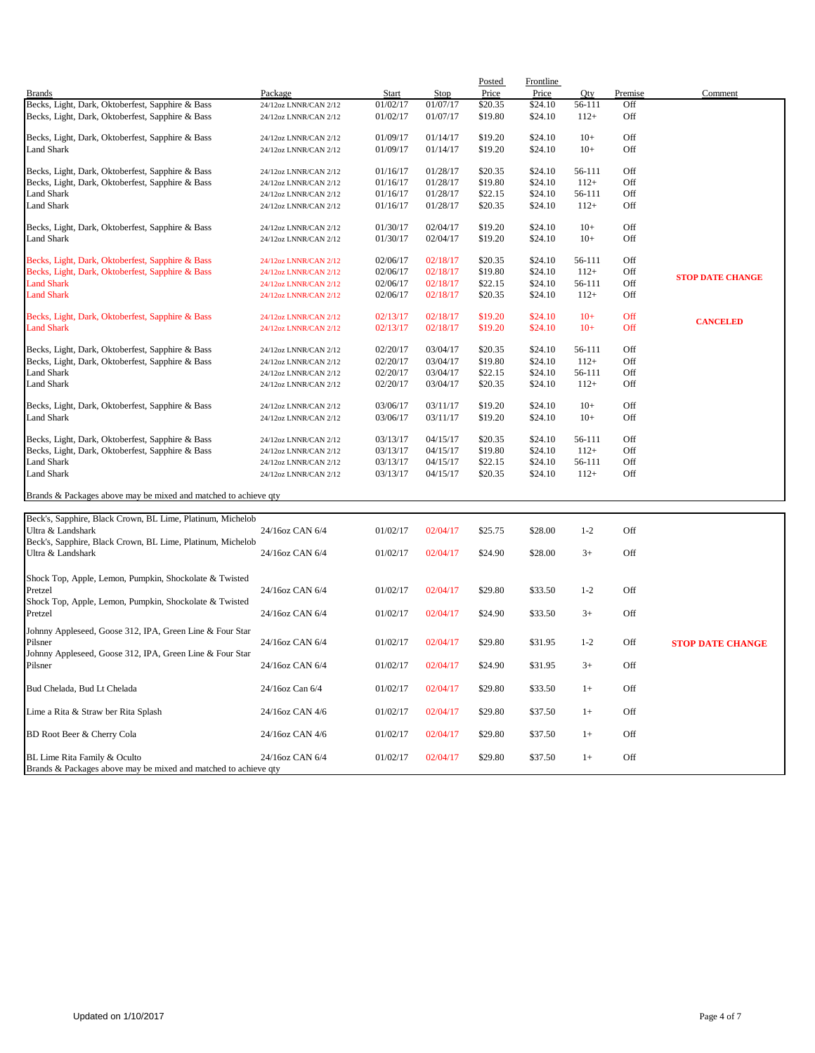| Brands | Package | Start | Stop | Posted Price | Frontline Price | Qty | Premise | Comment |
|---|---|---|---|---|---|---|---|---|
| Becks, Light, Dark, Oktoberfest, Sapphire & Bass | 24/12oz LNNR/CAN 2/12 | 01/02/17 | 01/07/17 | $20.35 | $24.10 | 56-111 | Off | |
| Becks, Light, Dark, Oktoberfest, Sapphire & Bass | 24/12oz LNNR/CAN 2/12 | 01/02/17 | 01/07/17 | $19.80 | $24.10 | 112+ | Off | |
| Becks, Light, Dark, Oktoberfest, Sapphire & Bass | 24/12oz LNNR/CAN 2/12 | 01/09/17 | 01/14/17 | $19.20 | $24.10 | 10+ | Off | |
| Land Shark | 24/12oz LNNR/CAN 2/12 | 01/09/17 | 01/14/17 | $19.20 | $24.10 | 10+ | Off | |
| Becks, Light, Dark, Oktoberfest, Sapphire & Bass | 24/12oz LNNR/CAN 2/12 | 01/16/17 | 01/28/17 | $20.35 | $24.10 | 56-111 | Off | |
| Becks, Light, Dark, Oktoberfest, Sapphire & Bass | 24/12oz LNNR/CAN 2/12 | 01/16/17 | 01/28/17 | $19.80 | $24.10 | 112+ | Off | |
| Land Shark | 24/12oz LNNR/CAN 2/12 | 01/16/17 | 01/28/17 | $22.15 | $24.10 | 56-111 | Off | |
| Land Shark | 24/12oz LNNR/CAN 2/12 | 01/16/17 | 01/28/17 | $20.35 | $24.10 | 112+ | Off | |
| Becks, Light, Dark, Oktoberfest, Sapphire & Bass | 24/12oz LNNR/CAN 2/12 | 01/30/17 | 02/04/17 | $19.20 | $24.10 | 10+ | Off | |
| Land Shark | 24/12oz LNNR/CAN 2/12 | 01/30/17 | 02/04/17 | $19.20 | $24.10 | 10+ | Off | |
| Becks, Light, Dark, Oktoberfest, Sapphire & Bass | 24/12oz LNNR/CAN 2/12 | 02/06/17 | 02/18/17 | $20.35 | $24.10 | 56-111 | Off | **STOP DATE CHANGE** |
| Becks, Light, Dark, Oktoberfest, Sapphire & Bass | 24/12oz LNNR/CAN 2/12 | 02/06/17 | 02/18/17 | $19.80 | $24.10 | 112+ | Off | |
| Land Shark | 24/12oz LNNR/CAN 2/12 | 02/06/17 | 02/18/17 | $22.15 | $24.10 | 56-111 | Off | |
| Land Shark | 24/12oz LNNR/CAN 2/12 | 02/06/17 | 02/18/17 | $20.35 | $24.10 | 112+ | Off | |
| Becks, Light, Dark, Oktoberfest, Sapphire & Bass | 24/12oz LNNR/CAN 2/12 | 02/13/17 | 02/18/17 | $19.20 | $24.10 | 10+ | Off | **CANCELED** |
| Land Shark | 24/12oz LNNR/CAN 2/12 | 02/13/17 | 02/18/17 | $19.20 | $24.10 | 10+ | Off | |
| Becks, Light, Dark, Oktoberfest, Sapphire & Bass | 24/12oz LNNR/CAN 2/12 | 02/20/17 | 03/04/17 | $20.35 | $24.10 | 56-111 | Off | |
| Becks, Light, Dark, Oktoberfest, Sapphire & Bass | 24/12oz LNNR/CAN 2/12 | 02/20/17 | 03/04/17 | $19.80 | $24.10 | 112+ | Off | |
| Land Shark | 24/12oz LNNR/CAN 2/12 | 02/20/17 | 03/04/17 | $22.15 | $24.10 | 56-111 | Off | |
| Land Shark | 24/12oz LNNR/CAN 2/12 | 02/20/17 | 03/04/17 | $20.35 | $24.10 | 112+ | Off | |
| Becks, Light, Dark, Oktoberfest, Sapphire & Bass | 24/12oz LNNR/CAN 2/12 | 03/06/17 | 03/11/17 | $19.20 | $24.10 | 10+ | Off | |
| Land Shark | 24/12oz LNNR/CAN 2/12 | 03/06/17 | 03/11/17 | $19.20 | $24.10 | 10+ | Off | |
| Becks, Light, Dark, Oktoberfest, Sapphire & Bass | 24/12oz LNNR/CAN 2/12 | 03/13/17 | 04/15/17 | $20.35 | $24.10 | 56-111 | Off | |
| Becks, Light, Dark, Oktoberfest, Sapphire & Bass | 24/12oz LNNR/CAN 2/12 | 03/13/17 | 04/15/17 | $19.80 | $24.10 | 112+ | Off | |
| Land Shark | 24/12oz LNNR/CAN 2/12 | 03/13/17 | 04/15/17 | $22.15 | $24.10 | 56-111 | Off | |
| Land Shark | 24/12oz LNNR/CAN 2/12 | 03/13/17 | 04/15/17 | $20.35 | $24.10 | 112+ | Off | |

Brands & Packages above may be mixed and matched to achieve qty

| Brands | Package | Start | Stop | Posted Price | Frontline Price | Qty | Premise | Comment |
|---|---|---|---|---|---|---|---|---|
| Beck's, Sapphire, Black Crown, BL Lime, Platinum, Michelob Ultra & Landshark | 24/16oz CAN 6/4 | 01/02/17 | 02/04/17 | $25.75 | $28.00 | 1-2 | Off | |
| Beck's, Sapphire, Black Crown, BL Lime, Platinum, Michelob Ultra & Landshark | 24/16oz CAN 6/4 | 01/02/17 | 02/04/17 | $24.90 | $28.00 | 3+ | Off | |
| Shock Top, Apple, Lemon, Pumpkin, Shockolate & Twisted Pretzel | 24/16oz CAN 6/4 | 01/02/17 | 02/04/17 | $29.80 | $33.50 | 1-2 | Off | |
| Shock Top, Apple, Lemon, Pumpkin, Shockolate & Twisted Pretzel | 24/16oz CAN 6/4 | 01/02/17 | 02/04/17 | $24.90 | $33.50 | 3+ | Off | |
| Johnny Appleseed, Goose 312, IPA, Green Line & Four Star Pilsner | 24/16oz CAN 6/4 | 01/02/17 | 02/04/17 | $29.80 | $31.95 | 1-2 | Off | **STOP DATE CHANGE** |
| Johnny Appleseed, Goose 312, IPA, Green Line & Four Star Pilsner | 24/16oz CAN 6/4 | 01/02/17 | 02/04/17 | $24.90 | $31.95 | 3+ | Off | |
| Bud Chelada, Bud Lt Chelada | 24/16oz Can 6/4 | 01/02/17 | 02/04/17 | $29.80 | $33.50 | 1+ | Off | |
| Lime a Rita & Straw ber Rita Splash | 24/16oz CAN 4/6 | 01/02/17 | 02/04/17 | $29.80 | $37.50 | 1+ | Off | |
| BD Root Beer & Cherry Cola | 24/16oz CAN 4/6 | 01/02/17 | 02/04/17 | $29.80 | $37.50 | 1+ | Off | |
| BL Lime Rita Family & Oculto | 24/16oz CAN 6/4 | 01/02/17 | 02/04/17 | $29.80 | $37.50 | 1+ | Off | |

Brands & Packages above may be mixed and matched to achieve qty

Updated on 1/10/2017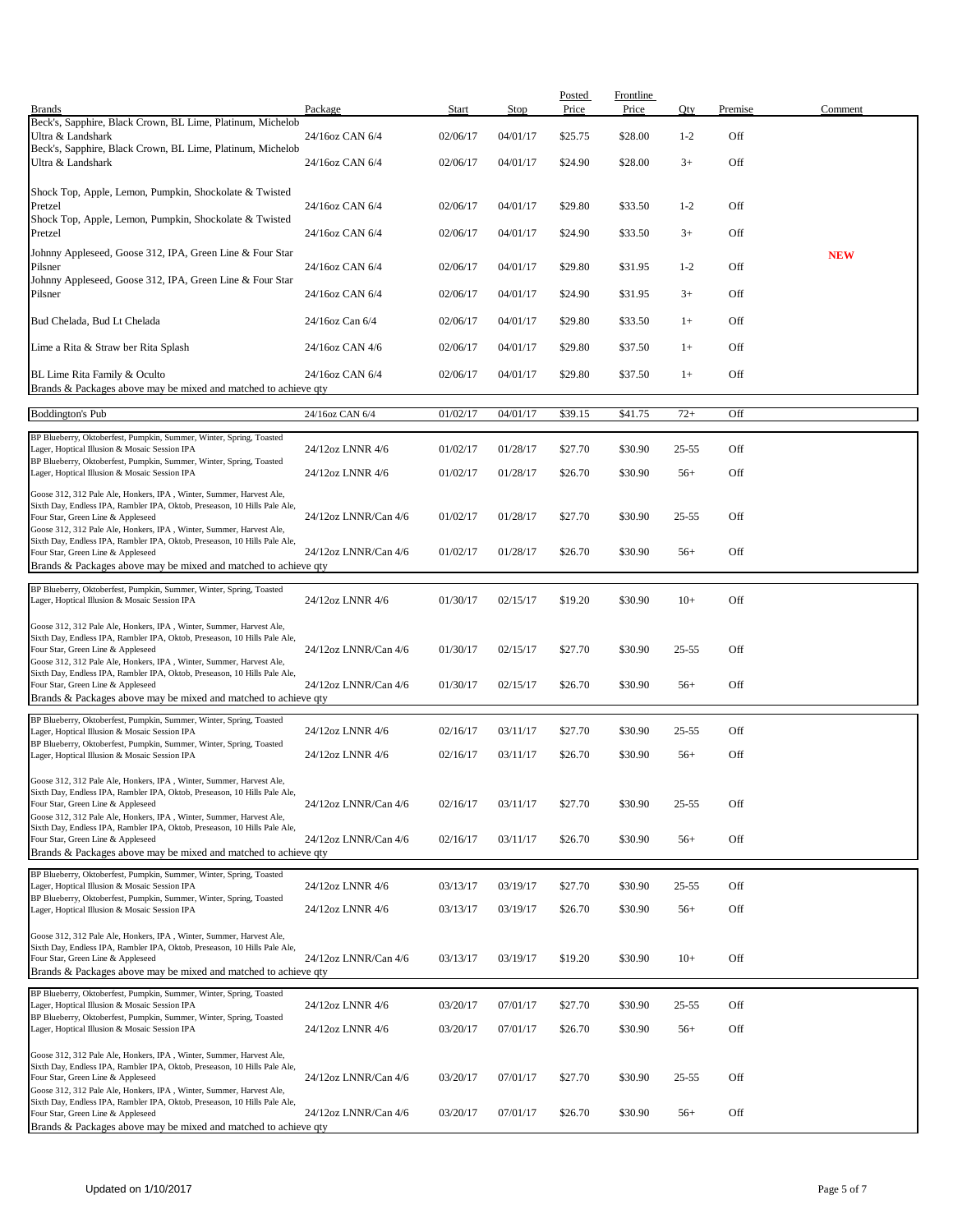| Brands | Package | Start | Stop | Posted Price | Frontline Price | Qty | Premise | Comment |
|---|---|---|---|---|---|---|---|---|
| Beck's, Sapphire, Black Crown, BL Lime, Platinum, Michelob Ultra & Landshark | 24/16oz CAN 6/4 | 02/06/17 | 04/01/17 | $25.75 | $28.00 | 1-2 | Off | |
| Beck's, Sapphire, Black Crown, BL Lime, Platinum, Michelob Ultra & Landshark | 24/16oz CAN 6/4 | 02/06/17 | 04/01/17 | $24.90 | $28.00 | 3+ | Off | |
| Shock Top, Apple, Lemon, Pumpkin, Shockolate & Twisted Pretzel | 24/16oz CAN 6/4 | 02/06/17 | 04/01/17 | $29.80 | $33.50 | 1-2 | Off | |
| Shock Top, Apple, Lemon, Pumpkin, Shockolate & Twisted Pretzel | 24/16oz CAN 6/4 | 02/06/17 | 04/01/17 | $24.90 | $33.50 | 3+ | Off | |
| Johnny Appleseed, Goose 312, IPA, Green Line & Four Star Pilsner | 24/16oz CAN 6/4 | 02/06/17 | 04/01/17 | $29.80 | $31.95 | 1-2 | Off | **NEW** |
| Johnny Appleseed, Goose 312, IPA, Green Line & Four Star Pilsner | 24/16oz CAN 6/4 | 02/06/17 | 04/01/17 | $24.90 | $31.95 | 3+ | Off | |
| Bud Chelada, Bud Lt Chelada | 24/16oz Can 6/4 | 02/06/17 | 04/01/17 | $29.80 | $33.50 | 1+ | Off | |
| Lime a Rita & Straw ber Rita Splash | 24/16oz CAN 4/6 | 02/06/17 | 04/01/17 | $29.80 | $37.50 | 1+ | Off | |
| BL Lime Rita Family & Oculto | 24/16oz CAN 6/4 | 02/06/17 | 04/01/17 | $29.80 | $37.50 | 1+ | Off | |
| Brands & Packages above may be mixed and matched to achieve qty | | | | | | | | |
| Boddington's Pub | 24/16oz CAN 6/4 | 01/02/17 | 04/01/17 | $39.15 | $41.75 | 72+ | Off | |
| BP Blueberry, Oktoberfest, Pumpkin, Summer, Winter, Spring, Toasted Lager, Hoptical Illusion & Mosaic Session IPA | 24/12oz LNNR 4/6 | 01/02/17 | 01/28/17 | $27.70 | $30.90 | 25-55 | Off | |
| BP Blueberry, Oktoberfest, Pumpkin, Summer, Winter, Spring, Toasted Lager, Hoptical Illusion & Mosaic Session IPA | 24/12oz LNNR 4/6 | 01/02/17 | 01/28/17 | $26.70 | $30.90 | 56+ | Off | |
| Goose 312, 312 Pale Ale, Honkers, IPA , Winter, Summer, Harvest Ale, Sixth Day, Endless IPA, Rambler IPA, Oktob, Preseason, 10 Hills Pale Ale, Four Star, Green Line & Appleseed | 24/12oz LNNR/Can 4/6 | 01/02/17 | 01/28/17 | $27.70 | $30.90 | 25-55 | Off | |
| Goose 312, 312 Pale Ale, Honkers, IPA , Winter, Summer, Harvest Ale, Sixth Day, Endless IPA, Rambler IPA, Oktob, Preseason, 10 Hills Pale Ale, Four Star, Green Line & Appleseed | 24/12oz LNNR/Can 4/6 | 01/02/17 | 01/28/17 | $26.70 | $30.90 | 56+ | Off | |
| Brands & Packages above may be mixed and matched to achieve qty | | | | | | | | |
| BP Blueberry, Oktoberfest, Pumpkin, Summer, Winter, Spring, Toasted Lager, Hoptical Illusion & Mosaic Session IPA | 24/12oz LNNR 4/6 | 01/30/17 | 02/15/17 | $19.20 | $30.90 | 10+ | Off | |
| Goose 312, 312 Pale Ale, Honkers, IPA , Winter, Summer, Harvest Ale, Sixth Day, Endless IPA, Rambler IPA, Oktob, Preseason, 10 Hills Pale Ale, Four Star, Green Line & Appleseed | 24/12oz LNNR/Can 4/6 | 01/30/17 | 02/15/17 | $27.70 | $30.90 | 25-55 | Off | |
| Goose 312, 312 Pale Ale, Honkers, IPA , Winter, Summer, Harvest Ale, Sixth Day, Endless IPA, Rambler IPA, Oktob, Preseason, 10 Hills Pale Ale, Four Star, Green Line & Appleseed | 24/12oz LNNR/Can 4/6 | 01/30/17 | 02/15/17 | $26.70 | $30.90 | 56+ | Off | |
| Brands & Packages above may be mixed and matched to achieve qty | | | | | | | | |
| BP Blueberry, Oktoberfest, Pumpkin, Summer, Winter, Spring, Toasted Lager, Hoptical Illusion & Mosaic Session IPA | 24/12oz LNNR 4/6 | 02/16/17 | 03/11/17 | $27.70 | $30.90 | 25-55 | Off | |
| BP Blueberry, Oktoberfest, Pumpkin, Summer, Winter, Spring, Toasted Lager, Hoptical Illusion & Mosaic Session IPA | 24/12oz LNNR 4/6 | 02/16/17 | 03/11/17 | $26.70 | $30.90 | 56+ | Off | |
| Goose 312, 312 Pale Ale, Honkers, IPA , Winter, Summer, Harvest Ale, Sixth Day, Endless IPA, Rambler IPA, Oktob, Preseason, 10 Hills Pale Ale, Four Star, Green Line & Appleseed | 24/12oz LNNR/Can 4/6 | 02/16/17 | 03/11/17 | $27.70 | $30.90 | 25-55 | Off | |
| Goose 312, 312 Pale Ale, Honkers, IPA , Winter, Summer, Harvest Ale, Sixth Day, Endless IPA, Rambler IPA, Oktob, Preseason, 10 Hills Pale Ale, Four Star, Green Line & Appleseed | 24/12oz LNNR/Can 4/6 | 02/16/17 | 03/11/17 | $26.70 | $30.90 | 56+ | Off | |
| Brands & Packages above may be mixed and matched to achieve qty | | | | | | | | |
| BP Blueberry, Oktoberfest, Pumpkin, Summer, Winter, Spring, Toasted Lager, Hoptical Illusion & Mosaic Session IPA | 24/12oz LNNR 4/6 | 03/13/17 | 03/19/17 | $27.70 | $30.90 | 25-55 | Off | |
| BP Blueberry, Oktoberfest, Pumpkin, Summer, Winter, Spring, Toasted Lager, Hoptical Illusion & Mosaic Session IPA | 24/12oz LNNR 4/6 | 03/13/17 | 03/19/17 | $26.70 | $30.90 | 56+ | Off | |
| Goose 312, 312 Pale Ale, Honkers, IPA , Winter, Summer, Harvest Ale, Sixth Day, Endless IPA, Rambler IPA, Oktob, Preseason, 10 Hills Pale Ale, Four Star, Green Line & Appleseed | 24/12oz LNNR/Can 4/6 | 03/13/17 | 03/19/17 | $19.20 | $30.90 | 10+ | Off | |
| Brands & Packages above may be mixed and matched to achieve qty | | | | | | | | |
| BP Blueberry, Oktoberfest, Pumpkin, Summer, Winter, Spring, Toasted Lager, Hoptical Illusion & Mosaic Session IPA | 24/12oz LNNR 4/6 | 03/20/17 | 07/01/17 | $27.70 | $30.90 | 25-55 | Off | |
| BP Blueberry, Oktoberfest, Pumpkin, Summer, Winter, Spring, Toasted Lager, Hoptical Illusion & Mosaic Session IPA | 24/12oz LNNR 4/6 | 03/20/17 | 07/01/17 | $26.70 | $30.90 | 56+ | Off | |
| Goose 312, 312 Pale Ale, Honkers, IPA , Winter, Summer, Harvest Ale, Sixth Day, Endless IPA, Rambler IPA, Oktob, Preseason, 10 Hills Pale Ale, Four Star, Green Line & Appleseed | 24/12oz LNNR/Can 4/6 | 03/20/17 | 07/01/17 | $27.70 | $30.90 | 25-55 | Off | |
| Goose 312, 312 Pale Ale, Honkers, IPA , Winter, Summer, Harvest Ale, Sixth Day, Endless IPA, Rambler IPA, Oktob, Preseason, 10 Hills Pale Ale, Four Star, Green Line & Appleseed | 24/12oz LNNR/Can 4/6 | 03/20/17 | 07/01/17 | $26.70 | $30.90 | 56+ | Off | |
| Brands & Packages above may be mixed and matched to achieve qty | | | | | | | | |

Updated on 1/10/2017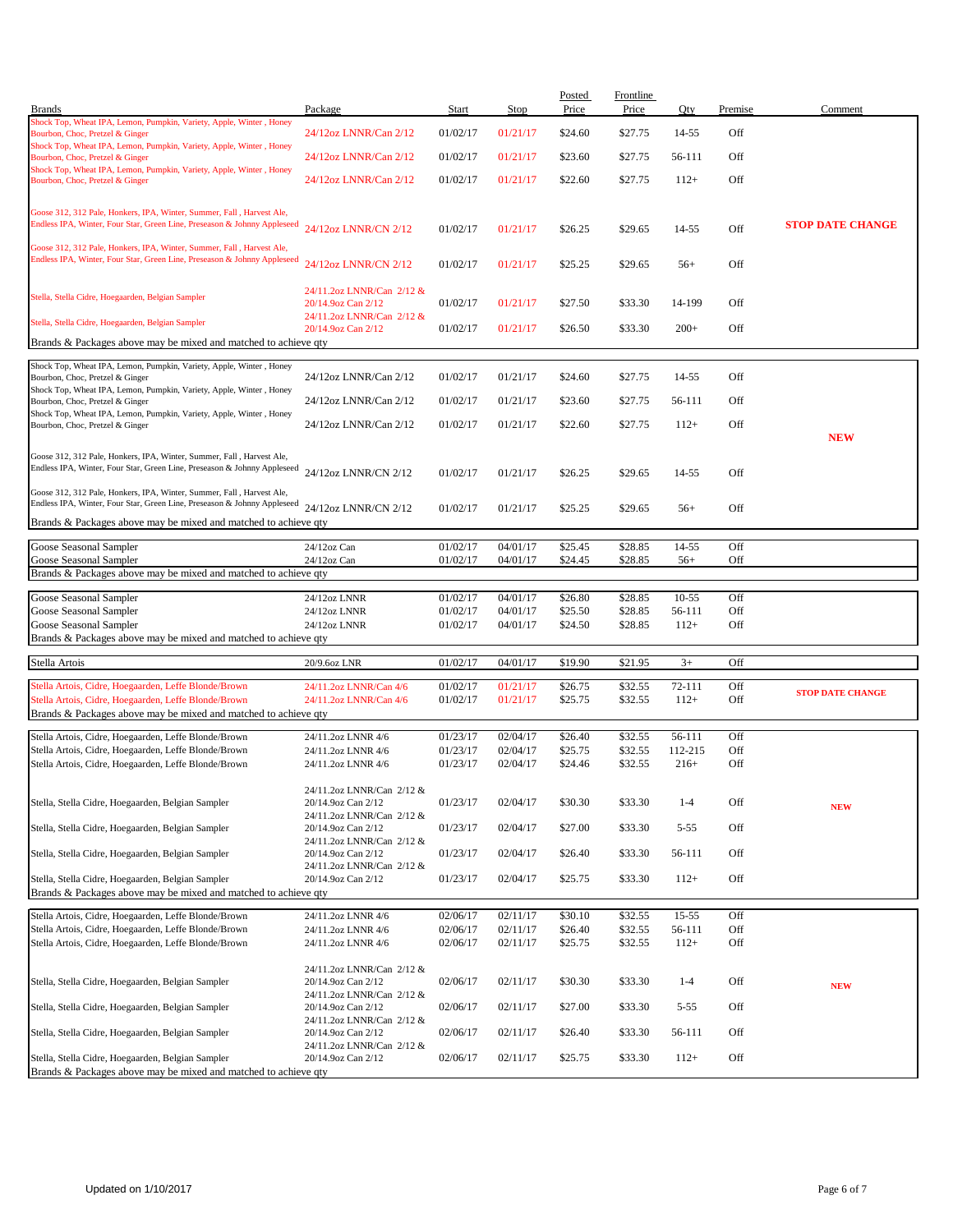| Brands | Package | Start | Stop | Posted Price | Frontline Price | Qty | Premise | Comment |
|---|---|---|---|---|---|---|---|---|
| Shock Top, Wheat IPA, Lemon, Pumpkin, Variety, Apple, Winter , Honey Bourbon, Choc, Pretzel & Ginger | 24/12oz LNNR/Can 2/12 | 01/02/17 | 01/21/17 | $24.60 | $27.75 | 14-55 | Off | |
| Shock Top, Wheat IPA, Lemon, Pumpkin, Variety, Apple, Winter , Honey Bourbon, Choc, Pretzel & Ginger | 24/12oz LNNR/Can 2/12 | 01/02/17 | 01/21/17 | $23.60 | $27.75 | 56-111 | Off | |
| Shock Top, Wheat IPA, Lemon, Pumpkin, Variety, Apple, Winter , Honey Bourbon, Choc, Pretzel & Ginger | 24/12oz LNNR/Can 2/12 | 01/02/17 | 01/21/17 | $22.60 | $27.75 | 112+ | Off | |
| Goose 312, 312 Pale, Honkers, IPA, Winter, Summer, Fall , Harvest Ale, Endless IPA, Winter, Four Star, Green Line, Preseason & Johnny Appleseed | 24/12oz LNNR/CN 2/12 | 01/02/17 | 01/21/17 | $26.25 | $29.65 | 14-55 | Off | **STOP DATE CHANGE** |
| Goose 312, 312 Pale, Honkers, IPA, Winter, Summer, Fall , Harvest Ale, Endless IPA, Winter, Four Star, Green Line, Preseason & Johnny Appleseed | 24/12oz LNNR/CN 2/12 | 01/02/17 | 01/21/17 | $25.25 | $29.65 | 56+ | Off | |
| Stella, Stella Cidre, Hoegaarden, Belgian Sampler | 24/11.2oz LNNR/Can 2/12 & 20/14.9oz Can 2/12 | 01/02/17 | 01/21/17 | $27.50 | $33.30 | 14-199 | Off | |
| Stella, Stella Cidre, Hoegaarden, Belgian Sampler | 24/11.2oz LNNR/Can 2/12 & 20/14.9oz Can 2/12 | 01/02/17 | 01/21/17 | $26.50 | $33.30 | 200+ | Off | |
| Brands & Packages above may be mixed and matched to achieve qty | | | | | | | | |
| Shock Top, Wheat IPA, Lemon, Pumpkin, Variety, Apple, Winter , Honey Bourbon, Choc, Pretzel & Ginger | 24/12oz LNNR/Can 2/12 | 01/02/17 | 01/21/17 | $24.60 | $27.75 | 14-55 | Off | |
| Shock Top, Wheat IPA, Lemon, Pumpkin, Variety, Apple, Winter , Honey Bourbon, Choc, Pretzel & Ginger | 24/12oz LNNR/Can 2/12 | 01/02/17 | 01/21/17 | $23.60 | $27.75 | 56-111 | Off | |
| Shock Top, Wheat IPA, Lemon, Pumpkin, Variety, Apple, Winter , Honey Bourbon, Choc, Pretzel & Ginger | 24/12oz LNNR/Can 2/12 | 01/02/17 | 01/21/17 | $22.60 | $27.75 | 112+ | Off | **NEW** |
| Goose 312, 312 Pale, Honkers, IPA, Winter, Summer, Fall , Harvest Ale, Endless IPA, Winter, Four Star, Green Line, Preseason & Johnny Appleseed | 24/12oz LNNR/CN 2/12 | 01/02/17 | 01/21/17 | $26.25 | $29.65 | 14-55 | Off | |
| Goose 312, 312 Pale, Honkers, IPA, Winter, Summer, Fall , Harvest Ale, Endless IPA, Winter, Four Star, Green Line, Preseason & Johnny Appleseed | 24/12oz LNNR/CN 2/12 | 01/02/17 | 01/21/17 | $25.25 | $29.65 | 56+ | Off | |
| Brands & Packages above may be mixed and matched to achieve qty | | | | | | | | |
| Goose Seasonal Sampler | 24/12oz Can | 01/02/17 | 04/01/17 | $25.45 | $28.85 | 14-55 | Off | |
| Goose Seasonal Sampler | 24/12oz Can | 01/02/17 | 04/01/17 | $24.45 | $28.85 | 56+ | Off | |
| Brands & Packages above may be mixed and matched to achieve qty | | | | | | | | |
| Goose Seasonal Sampler | 24/12oz LNNR | 01/02/17 | 04/01/17 | $26.80 | $28.85 | 10-55 | Off | |
| Goose Seasonal Sampler | 24/12oz LNNR | 01/02/17 | 04/01/17 | $25.50 | $28.85 | 56-111 | Off | |
| Goose Seasonal Sampler | 24/12oz LNNR | 01/02/17 | 04/01/17 | $24.50 | $28.85 | 112+ | Off | |
| Brands & Packages above may be mixed and matched to achieve qty | | | | | | | | |
| Stella Artois | 20/9.6oz LNR | 01/02/17 | 04/01/17 | $19.90 | $21.95 | 3+ | Off | |
| Stella Artois, Cidre, Hoegaarden, Leffe Blonde/Brown | 24/11.2oz LNNR/Can 4/6 | 01/02/17 | 01/21/17 | $26.75 | $32.55 | 72-111 | Off | **STOP DATE CHANGE** |
| Stella Artois, Cidre, Hoegaarden, Leffe Blonde/Brown | 24/11.2oz LNNR/Can 4/6 | 01/02/17 | 01/21/17 | $25.75 | $32.55 | 112+ | Off | |
| Brands & Packages above may be mixed and matched to achieve qty | | | | | | | | |
| Stella Artois, Cidre, Hoegaarden, Leffe Blonde/Brown | 24/11.2oz LNNR 4/6 | 01/23/17 | 02/04/17 | $26.40 | $32.55 | 56-111 | Off | |
| Stella Artois, Cidre, Hoegaarden, Leffe Blonde/Brown | 24/11.2oz LNNR 4/6 | 01/23/17 | 02/04/17 | $25.75 | $32.55 | 112-215 | Off | |
| Stella Artois, Cidre, Hoegaarden, Leffe Blonde/Brown | 24/11.2oz LNNR 4/6 | 01/23/17 | 02/04/17 | $24.46 | $32.55 | 216+ | Off | |
| Stella, Stella Cidre, Hoegaarden, Belgian Sampler | 24/11.2oz LNNR/Can 2/12 & 20/14.9oz Can 2/12 | 01/23/17 | 02/04/17 | $30.30 | $33.30 | 1-4 | Off | **NEW** |
| Stella, Stella Cidre, Hoegaarden, Belgian Sampler | 24/11.2oz LNNR/Can 2/12 & 20/14.9oz Can 2/12 | 01/23/17 | 02/04/17 | $27.00 | $33.30 | 5-55 | Off | |
| Stella, Stella Cidre, Hoegaarden, Belgian Sampler | 24/11.2oz LNNR/Can 2/12 & 20/14.9oz Can 2/12 | 01/23/17 | 02/04/17 | $26.40 | $33.30 | 56-111 | Off | |
| Stella, Stella Cidre, Hoegaarden, Belgian Sampler | 24/11.2oz LNNR/Can 2/12 & 20/14.9oz Can 2/12 | 01/23/17 | 02/04/17 | $25.75 | $33.30 | 112+ | Off | |
| Brands & Packages above may be mixed and matched to achieve qty | | | | | | | | |
| Stella Artois, Cidre, Hoegaarden, Leffe Blonde/Brown | 24/11.2oz LNNR 4/6 | 02/06/17 | 02/11/17 | $30.10 | $32.55 | 15-55 | Off | |
| Stella Artois, Cidre, Hoegaarden, Leffe Blonde/Brown | 24/11.2oz LNNR 4/6 | 02/06/17 | 02/11/17 | $26.40 | $32.55 | 56-111 | Off | |
| Stella Artois, Cidre, Hoegaarden, Leffe Blonde/Brown | 24/11.2oz LNNR 4/6 | 02/06/17 | 02/11/17 | $25.75 | $32.55 | 112+ | Off | |
| Stella, Stella Cidre, Hoegaarden, Belgian Sampler | 24/11.2oz LNNR/Can 2/12 & 20/14.9oz Can 2/12 | 02/06/17 | 02/11/17 | $30.30 | $33.30 | 1-4 | Off | **NEW** |
| Stella, Stella Cidre, Hoegaarden, Belgian Sampler | 24/11.2oz LNNR/Can 2/12 & 20/14.9oz Can 2/12 | 02/06/17 | 02/11/17 | $27.00 | $33.30 | 5-55 | Off | |
| Stella, Stella Cidre, Hoegaarden, Belgian Sampler | 24/11.2oz LNNR/Can 2/12 & 20/14.9oz Can 2/12 | 02/06/17 | 02/11/17 | $26.40 | $33.30 | 56-111 | Off | |
| Stella, Stella Cidre, Hoegaarden, Belgian Sampler | 24/11.2oz LNNR/Can 2/12 & 20/14.9oz Can 2/12 | 02/06/17 | 02/11/17 | $25.75 | $33.30 | 112+ | Off | |
| Brands & Packages above may be mixed and matched to achieve qty | | | | | | | | |

Updated on 1/10/2017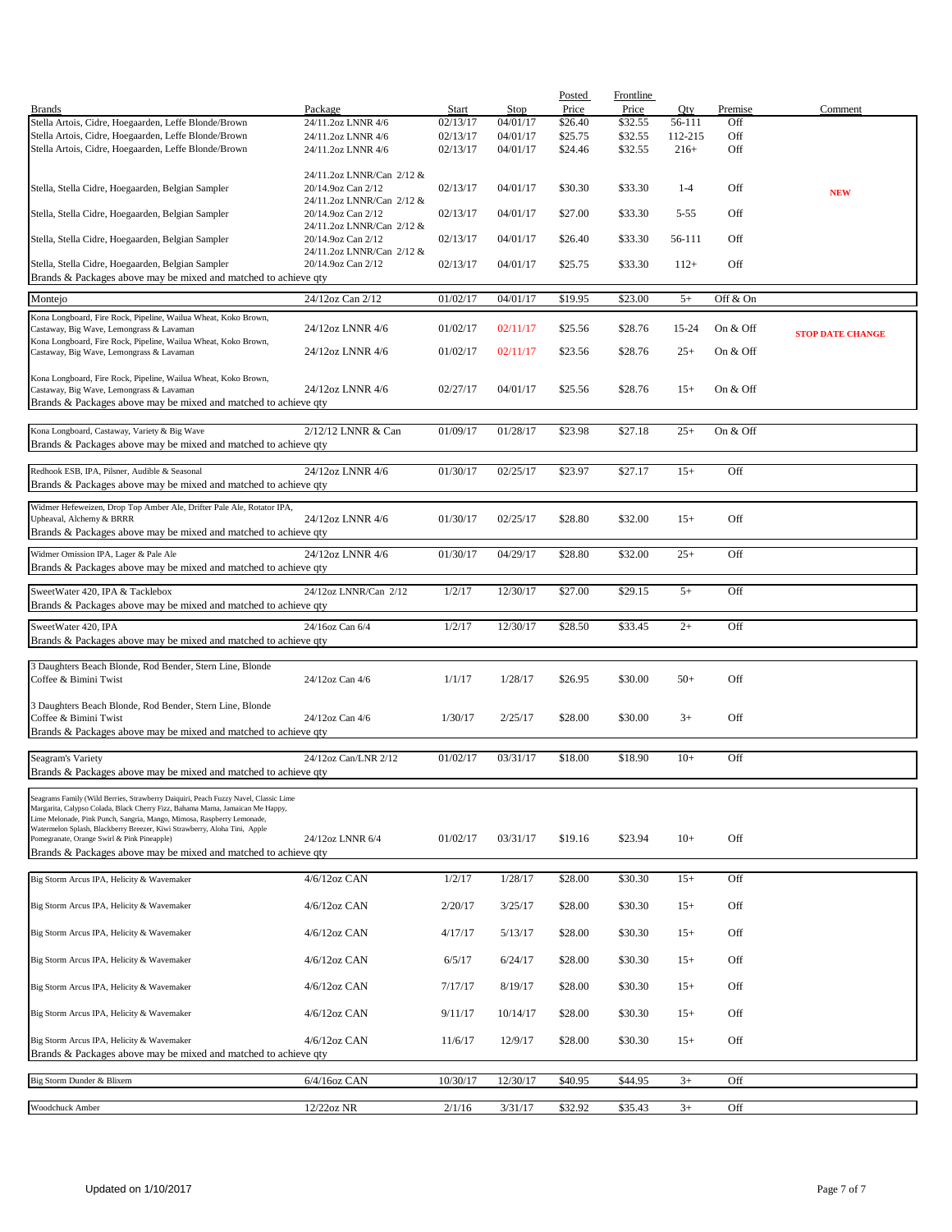| Brands | Package | Start | Stop | Posted Price | Frontline Price | Qty | Premise | Comment |
|---|---|---|---|---|---|---|---|---|
| Stella Artois, Cidre, Hoegaarden, Leffe Blonde/Brown | 24/11.2oz LNNR 4/6 | 02/13/17 | 04/01/17 | $26.40 | $32.55 | 56-111 | Off | |
| Stella Artois, Cidre, Hoegaarden, Leffe Blonde/Brown | 24/11.2oz LNNR 4/6 | 02/13/17 | 04/01/17 | $25.75 | $32.55 | 112-215 | Off | |
| Stella Artois, Cidre, Hoegaarden, Leffe Blonde/Brown | 24/11.2oz LNNR 4/6 | 02/13/17 | 04/01/17 | $24.46 | $32.55 | 216+ | Off | |
| Stella, Stella Cidre, Hoegaarden, Belgian Sampler | 24/11.2oz LNNR/Can 2/12 & 20/14.9oz Can 2/12 | 02/13/17 | 04/01/17 | $30.30 | $33.30 | 1-4 | Off | **NEW** |
| Stella, Stella Cidre, Hoegaarden, Belgian Sampler | 24/11.2oz LNNR/Can 2/12 & 20/14.9oz Can 2/12 | 02/13/17 | 04/01/17 | $27.00 | $33.30 | 5-55 | Off | |
| Stella, Stella Cidre, Hoegaarden, Belgian Sampler | 24/11.2oz LNNR/Can 2/12 & 20/14.9oz Can 2/12 | 02/13/17 | 04/01/17 | $26.40 | $33.30 | 56-111 | Off | |
| Stella, Stella Cidre, Hoegaarden, Belgian Sampler | 24/11.2oz LNNR/Can 2/12 & 20/14.9oz Can 2/12 | 02/13/17 | 04/01/17 | $25.75 | $33.30 | 112+ | Off | |
| Brands & Packages above may be mixed and matched to achieve qty | | | | | | | | |
| Montejo | 24/12oz Can 2/12 | 01/02/17 | 04/01/17 | $19.95 | $23.00 | 5+ | Off & On | |
| Kona Longboard, Fire Rock, Pipeline, Wailua Wheat, Koko Brown, Castaway, Big Wave, Lemongrass & Lavaman | 24/12oz LNNR 4/6 | 01/02/17 | 02/11/17 | $25.56 | $28.76 | 15-24 | On & Off | **STOP DATE CHANGE** |
| Kona Longboard, Fire Rock, Pipeline, Wailua Wheat, Koko Brown, Castaway, Big Wave, Lemongrass & Lavaman | 24/12oz LNNR 4/6 | 01/02/17 | 02/11/17 | $23.56 | $28.76 | 25+ | On & Off | |
| Kona Longboard, Fire Rock, Pipeline, Wailua Wheat, Koko Brown, Castaway, Big Wave, Lemongrass & Lavaman | 24/12oz LNNR 4/6 | 02/27/17 | 04/01/17 | $25.56 | $28.76 | 15+ | On & Off | |
| Brands & Packages above may be mixed and matched to achieve qty | | | | | | | | |
| Kona Longboard, Castaway, Variety & Big Wave | 2/12/12 LNNR & Can | 01/09/17 | 01/28/17 | $23.98 | $27.18 | 25+ | On & Off | |
| Brands & Packages above may be mixed and matched to achieve qty | | | | | | | | |
| Redhook ESB, IPA, Pilsner, Audible & Seasonal | 24/12oz LNNR 4/6 | 01/30/17 | 02/25/17 | $23.97 | $27.17 | 15+ | Off | |
| Brands & Packages above may be mixed and matched to achieve qty | | | | | | | | |
| Widmer Hefeweizen, Drop Top Amber Ale, Drifter Pale Ale, Rotator IPA, Upheaval, Alchemy & BRRR | 24/12oz LNNR 4/6 | 01/30/17 | 02/25/17 | $28.80 | $32.00 | 15+ | Off | |
| Brands & Packages above may be mixed and matched to achieve qty | | | | | | | | |
| Widmer Omission IPA, Lager & Pale Ale | 24/12oz LNNR 4/6 | 01/30/17 | 04/29/17 | $28.80 | $32.00 | 25+ | Off | |
| Brands & Packages above may be mixed and matched to achieve qty | | | | | | | | |
| SweetWater 420, IPA & Tacklebox | 24/12oz LNNR/Can 2/12 | 1/2/17 | 12/30/17 | $27.00 | $29.15 | 5+ | Off | |
| Brands & Packages above may be mixed and matched to achieve qty | | | | | | | | |
| SweetWater 420, IPA | 24/16oz Can 6/4 | 1/2/17 | 12/30/17 | $28.50 | $33.45 | 2+ | Off | |
| Brands & Packages above may be mixed and matched to achieve qty | | | | | | | | |
| 3 Daughters Beach Blonde, Rod Bender, Stern Line, Blonde Coffee & Bimini Twist | 24/12oz Can 4/6 | 1/1/17 | 1/28/17 | $26.95 | $30.00 | 50+ | Off | |
| 3 Daughters Beach Blonde, Rod Bender, Stern Line, Blonde Coffee & Bimini Twist | 24/12oz Can 4/6 | 1/30/17 | 2/25/17 | $28.00 | $30.00 | 3+ | Off | |
| Brands & Packages above may be mixed and matched to achieve qty | | | | | | | | |
| Seagram's Variety | 24/12oz Can/LNR 2/12 | 01/02/17 | 03/31/17 | $18.00 | $18.90 | 10+ | Off | |
| Brands & Packages above may be mixed and matched to achieve qty | | | | | | | | |
| Seagrams Family (Wild Berries, Strawberry Daiquiri, Peach Fuzzy Navel, Classic Lime Margarita, Calypso Colada, Black Cherry Fizz, Bahama Mama, Jamaican Me Happy, Lime Melonade, Pink Punch, Sangria, Mango, Mimosa, Raspberry Lemonade, Watermelon Splash, Blackberry Breezer, Kiwi Strawberry, Aloha Tini, Apple Pomegranate, Orange Swirl & Pink Pineapple) | 24/12oz LNNR 6/4 | 01/02/17 | 03/31/17 | $19.16 | $23.94 | 10+ | Off | |
| Brands & Packages above may be mixed and matched to achieve qty | | | | | | | | |
| Big Storm Arcus IPA, Helicity & Wavemaker | 4/6/12oz CAN | 1/2/17 | 1/28/17 | $28.00 | $30.30 | 15+ | Off | |
| Big Storm Arcus IPA, Helicity & Wavemaker | 4/6/12oz CAN | 2/20/17 | 3/25/17 | $28.00 | $30.30 | 15+ | Off | |
| Big Storm Arcus IPA, Helicity & Wavemaker | 4/6/12oz CAN | 4/17/17 | 5/13/17 | $28.00 | $30.30 | 15+ | Off | |
| Big Storm Arcus IPA, Helicity & Wavemaker | 4/6/12oz CAN | 6/5/17 | 6/24/17 | $28.00 | $30.30 | 15+ | Off | |
| Big Storm Arcus IPA, Helicity & Wavemaker | 4/6/12oz CAN | 7/17/17 | 8/19/17 | $28.00 | $30.30 | 15+ | Off | |
| Big Storm Arcus IPA, Helicity & Wavemaker | 4/6/12oz CAN | 9/11/17 | 10/14/17 | $28.00 | $30.30 | 15+ | Off | |
| Big Storm Arcus IPA, Helicity & Wavemaker | 4/6/12oz CAN | 11/6/17 | 12/9/17 | $28.00 | $30.30 | 15+ | Off | |
| Brands & Packages above may be mixed and matched to achieve qty | | | | | | | | |
| Big Storm Dunder & Blixem | 6/4/16oz CAN | 10/30/17 | 12/30/17 | $40.95 | $44.95 | 3+ | Off | |
| Woodchuck Amber | 12/22oz NR | 2/1/16 | 3/31/17 | $32.92 | $35.43 | 3+ | Off | |

Updated on 1/10/2017